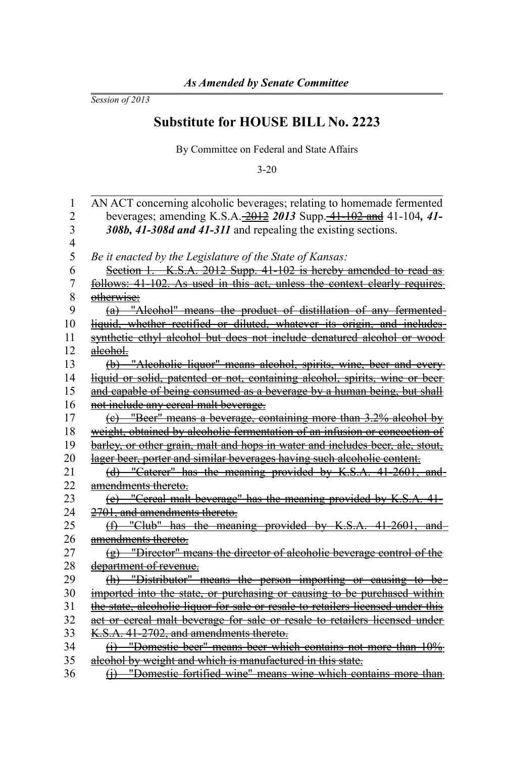*As Amended by Senate Committee*

*Session of 2013*

# Substitute for HOUSE BILL No. 2223

By Committee on Federal and State Affairs

3-20

AN ACT concerning alcoholic beverages; relating to homemade fermented beverages; amending K.S.A. ~~2012~~ ***2013*** Supp. ~~41-102 and~~ 41-104***, 41-308b, 41-308d and 41-311*** and repealing the existing sections.

*Be it enacted by the Legislature of the State of Kansas:*

~~Section 1. K.S.A. 2012 Supp. 41-102 is hereby amended to read as follows: 41-102. As used in this act, unless the context clearly requires otherwise:~~

~~(a) "Alcohol" means the product of distillation of any fermented liquid, whether rectified or diluted, whatever its origin, and includes synthetic ethyl alcohol but does not include denatured alcohol or wood alcohol.~~

~~(b) "Alcoholic liquor" means alcohol, spirits, wine, beer and every liquid or solid, patented or not, containing alcohol, spirits, wine or beer and capable of being consumed as a beverage by a human being, but shall not include any cereal malt beverage.~~

~~(c) "Beer" means a beverage, containing more than 3.2% alcohol by weight, obtained by alcoholic fermentation of an infusion or concoction of barley, or other grain, malt and hops in water and includes beer, ale, stout, lager beer, porter and similar beverages having such alcoholic content.~~

~~(d) "Caterer" has the meaning provided by K.S.A. 41-2601, and amendments thereto.~~

~~(e) "Cereal malt beverage" has the meaning provided by K.S.A. 41-2701, and amendments thereto.~~

~~(f) "Club" has the meaning provided by K.S.A. 41-2601, and amendments thereto.~~

~~(g) "Director" means the director of alcoholic beverage control of the department of revenue.~~

~~(h) "Distributor" means the person importing or causing to be imported into the state, or purchasing or causing to be purchased within the state, alcoholic liquor for sale or resale to retailers licensed under this act or cereal malt beverage for sale or resale to retailers licensed under K.S.A. 41-2702, and amendments thereto.~~

~~(i) "Domestic beer" means beer which contains not more than 10% alcohol by weight and which is manufactured in this state.~~

~~(j) "Domestic fortified wine" means wine which contains more than~~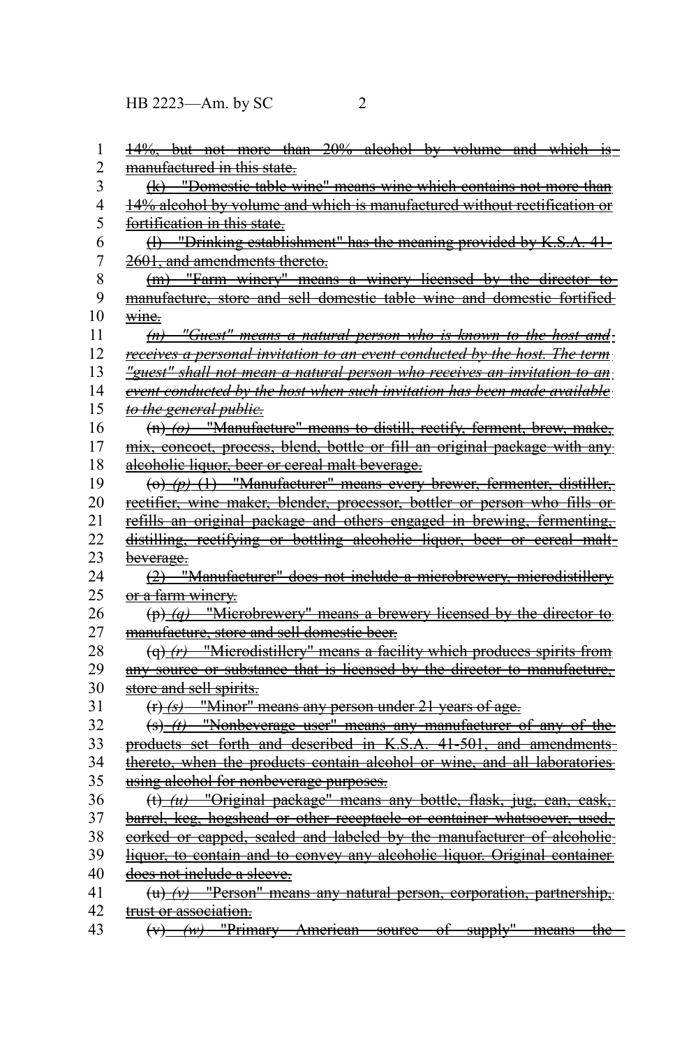~~14%, but not more than 20% alcohol by volume and which is manufactured in this state.~~

~~(k) "Domestic table wine" means wine which contains not more than 14% alcohol by volume and which is manufactured without rectification or fortification in this state.~~

~~(l) "Drinking establishment" has the meaning provided by K.S.A. 41-2601, and amendments thereto.~~

~~(m) "Farm winery" means a winery licensed by the director to manufacture, store and sell domestic table wine and domestic fortified wine.~~

~~*(n) "Guest" means a natural person who is known to the host and receives a personal invitation to an event conducted by the host. The term "guest" shall not mean a natural person who receives an invitation to an event conducted by the host when such invitation has been made available to the general public.*~~

~~(n)~~ ~~*(o)*~~ ~~"Manufacture" means to distill, rectify, ferment, brew, make, mix, concoct, process, blend, bottle or fill an original package with any alcoholic liquor, beer or cereal malt beverage.~~

~~(o)~~ ~~*(p)*~~ ~~(1) "Manufacturer" means every brewer, fermenter, distiller, rectifier, wine maker, blender, processor, bottler or person who fills or refills an original package and others engaged in brewing, fermenting, distilling, rectifying or bottling alcoholic liquor, beer or cereal malt beverage.~~

~~(2) "Manufacturer" does not include a microbrewery, microdistillery or a farm winery.~~

~~(p)~~ ~~*(q)*~~ ~~"Microbrewery" means a brewery licensed by the director to manufacture, store and sell domestic beer.~~

~~(q)~~ ~~*(r)*~~ ~~"Microdistillery" means a facility which produces spirits from any source or substance that is licensed by the director to manufacture, store and sell spirits.~~

~~(r)~~ ~~*(s)*~~ ~~"Minor" means any person under 21 years of age.~~

~~(s)~~ ~~*(t)*~~ ~~"Nonbeverage user" means any manufacturer of any of the products set forth and described in K.S.A. 41-501, and amendments thereto, when the products contain alcohol or wine, and all laboratories using alcohol for nonbeverage purposes.~~

~~(t)~~ ~~*(u)*~~ ~~"Original package" means any bottle, flask, jug, can, cask, barrel, keg, hogshead or other receptacle or container whatsoever, used, corked or capped, sealed and labeled by the manufacturer of alcoholic liquor, to contain and to convey any alcoholic liquor. Original container does not include a sleeve.~~

~~(u)~~ ~~*(v)*~~ ~~"Person" means any natural person, corporation, partnership, trust or association.~~

~~(v)~~ ~~*(w)*~~ ~~"Primary American source of supply" means the~~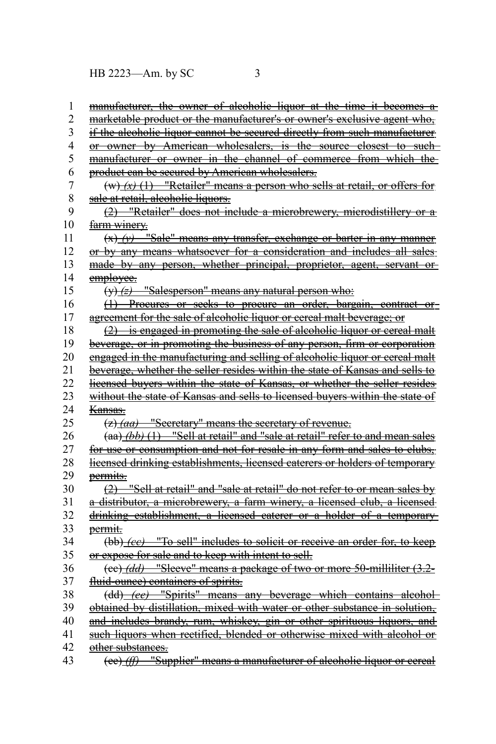manufacturer, the owner of alcoholic liquor at the time it becomes a marketable product or the manufacturer's or owner's exclusive agent who, if the alcoholic liquor cannot be secured directly from such manufacturer or owner by American wholesalers, is the source closest to such manufacturer or owner in the channel of commerce from which the product can be secured by American wholesalers.

(w) *(x)* (1) "Retailer" means a person who sells at retail, or offers for sale at retail, alcoholic liquors.

(2) "Retailer" does not include a microbrewery, microdistillery or a farm winery.

(x) *(y)* "Sale" means any transfer, exchange or barter in any manner or by any means whatsoever for a consideration and includes all sales made by any person, whether principal, proprietor, agent, servant or employee.

(y) *(z)* "Salesperson" means any natural person who:

(1) Procures or seeks to procure an order, bargain, contract or agreement for the sale of alcoholic liquor or cereal malt beverage; or

(2) is engaged in promoting the sale of alcoholic liquor or cereal malt beverage, or in promoting the business of any person, firm or corporation engaged in the manufacturing and selling of alcoholic liquor or cereal malt beverage, whether the seller resides within the state of Kansas and sells to licensed buyers within the state of Kansas, or whether the seller resides without the state of Kansas and sells to licensed buyers within the state of Kansas.

(z) *(aa)* "Secretary" means the secretary of revenue.

(aa) *(bb)* (1) "Sell at retail" and "sale at retail" refer to and mean sales for use or consumption and not for resale in any form and sales to clubs, licensed drinking establishments, licensed caterers or holders of temporary permits.

(2) "Sell at retail" and "sale at retail" do not refer to or mean sales by a distributor, a microbrewery, a farm winery, a licensed club, a licensed drinking establishment, a licensed caterer or a holder of a temporary permit.

(bb) *(cc)* "To sell" includes to solicit or receive an order for, to keep or expose for sale and to keep with intent to sell.

(cc) *(dd)* "Sleeve" means a package of two or more 50-milliliter (3.2-fluid-ounce) containers of spirits.

(dd) *(ee)* "Spirits" means any beverage which contains alcohol obtained by distillation, mixed with water or other substance in solution, and includes brandy, rum, whiskey, gin or other spirituous liquors, and such liquors when rectified, blended or otherwise mixed with alcohol or other substances.

(ee) *(ff)* "Supplier" means a manufacturer of alcoholic liquor or cereal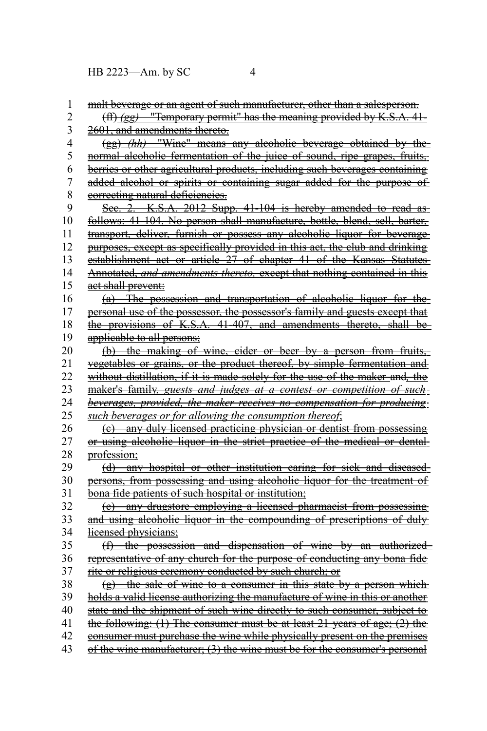malt beverage or an agent of such manufacturer, other than a salesperson.

(ff) *(gg)* "Temporary permit" has the meaning provided by K.S.A. 41-2601, and amendments thereto.

(gg) *(hh)* "Wine" means any alcoholic beverage obtained by the normal alcoholic fermentation of the juice of sound, ripe grapes, fruits, berries or other agricultural products, including such beverages containing added alcohol or spirits or containing sugar added for the purpose of correcting natural deficiencies.

Sec. 2. K.S.A. 2012 Supp. 41-104 is hereby amended to read as follows: 41-104. No person shall manufacture, bottle, blend, sell, barter, transport, deliver, furnish or possess any alcoholic liquor for beverage purposes, except as specifically provided in this act, the club and drinking establishment act or article 27 of chapter 41 of the Kansas Statutes Annotated, *and amendments thereto,* except that nothing contained in this act shall prevent:

(a) The possession and transportation of alcoholic liquor for the personal use of the possessor, the possessor's family and guests except that the provisions of K.S.A. 41-407, and amendments thereto, shall be applicable to all persons;

(b) the making of wine, cider or beer by a person from fruits, vegetables or grains, or the product thereof, by simple fermentation and without distillation, if it is made solely for the use of the maker and*,* the maker's family*, guests and judges at a contest or competition of such beverages, provided, the maker receives no compensation for producing such beverages or for allowing the consumption thereof*;

(c) any duly licensed practicing physician or dentist from possessing or using alcoholic liquor in the strict practice of the medical or dental profession;

(d) any hospital or other institution caring for sick and diseased persons, from possessing and using alcoholic liquor for the treatment of bona fide patients of such hospital or institution;

(e) any drugstore employing a licensed pharmacist from possessing and using alcoholic liquor in the compounding of prescriptions of duly licensed physicians;

(f) the possession and dispensation of wine by an authorized representative of any church for the purpose of conducting any bona fide rite or religious ceremony conducted by such church; or

(g) the sale of wine to a consumer in this state by a person which holds a valid license authorizing the manufacture of wine in this or another state and the shipment of such wine directly to such consumer, subject to the following: (1) The consumer must be at least 21 years of age; (2) the consumer must purchase the wine while physically present on the premises of the wine manufacturer; (3) the wine must be for the consumer's personal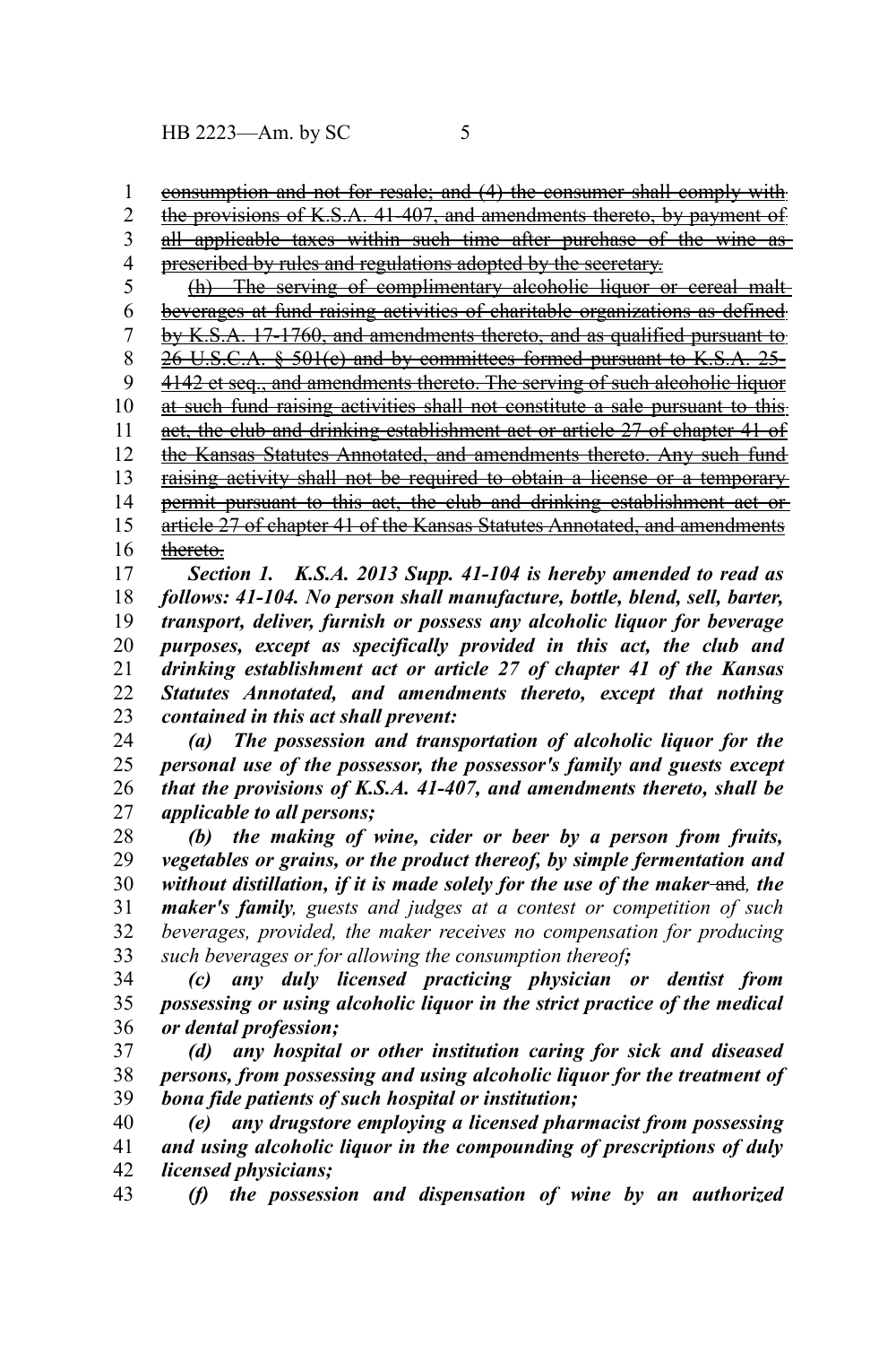~~consumption and not for resale; and (4) the consumer shall comply with the provisions of K.S.A. 41-407, and amendments thereto, by payment of all applicable taxes within such time after purchase of the wine as prescribed by rules and regulations adopted by the secretary.~~

~~(h) The serving of complimentary alcoholic liquor or cereal malt beverages at fund raising activities of charitable organizations as defined by K.S.A. 17-1760, and amendments thereto, and as qualified pursuant to 26 U.S.C.A. § 501(c) and by committees formed pursuant to K.S.A. 25-4142 et seq., and amendments thereto. The serving of such alcoholic liquor at such fund raising activities shall not constitute a sale pursuant to this act, the club and drinking establishment act or article 27 of chapter 41 of the Kansas Statutes Annotated, and amendments thereto. Any such fund raising activity shall not be required to obtain a license or a temporary permit pursuant to this act, the club and drinking establishment act or article 27 of chapter 41 of the Kansas Statutes Annotated, and amendments thereto.~~

***Section 1. K.S.A. 2013 Supp. 41-104 is hereby amended to read as follows: 41-104. No person shall manufacture, bottle, blend, sell, barter, transport, deliver, furnish or possess any alcoholic liquor for beverage purposes, except as specifically provided in this act, the club and drinking establishment act or article 27 of chapter 41 of the Kansas Statutes Annotated, and amendments thereto, except that nothing contained in this act shall prevent:***

***(a) The possession and transportation of alcoholic liquor for the personal use of the possessor, the possessor's family and guests except that the provisions of K.S.A. 41-407, and amendments thereto, shall be applicable to all persons;***

***(b) the making of wine, cider or beer by a person from fruits, vegetables or grains, or the product thereof, by simple fermentation and without distillation, if it is made solely for the use of the maker*** ~~and~~***, the maker's family****, guests and judges at a contest or competition of such beverages, provided, the maker receives no compensation for producing such beverages or for allowing the consumption thereof****;*

***(c) any duly licensed practicing physician or dentist from possessing or using alcoholic liquor in the strict practice of the medical or dental profession;***

***(d) any hospital or other institution caring for sick and diseased persons, from possessing and using alcoholic liquor for the treatment of bona fide patients of such hospital or institution;***

***(e) any drugstore employing a licensed pharmacist from possessing and using alcoholic liquor in the compounding of prescriptions of duly licensed physicians;***

***(f) the possession and dispensation of wine by an authorized***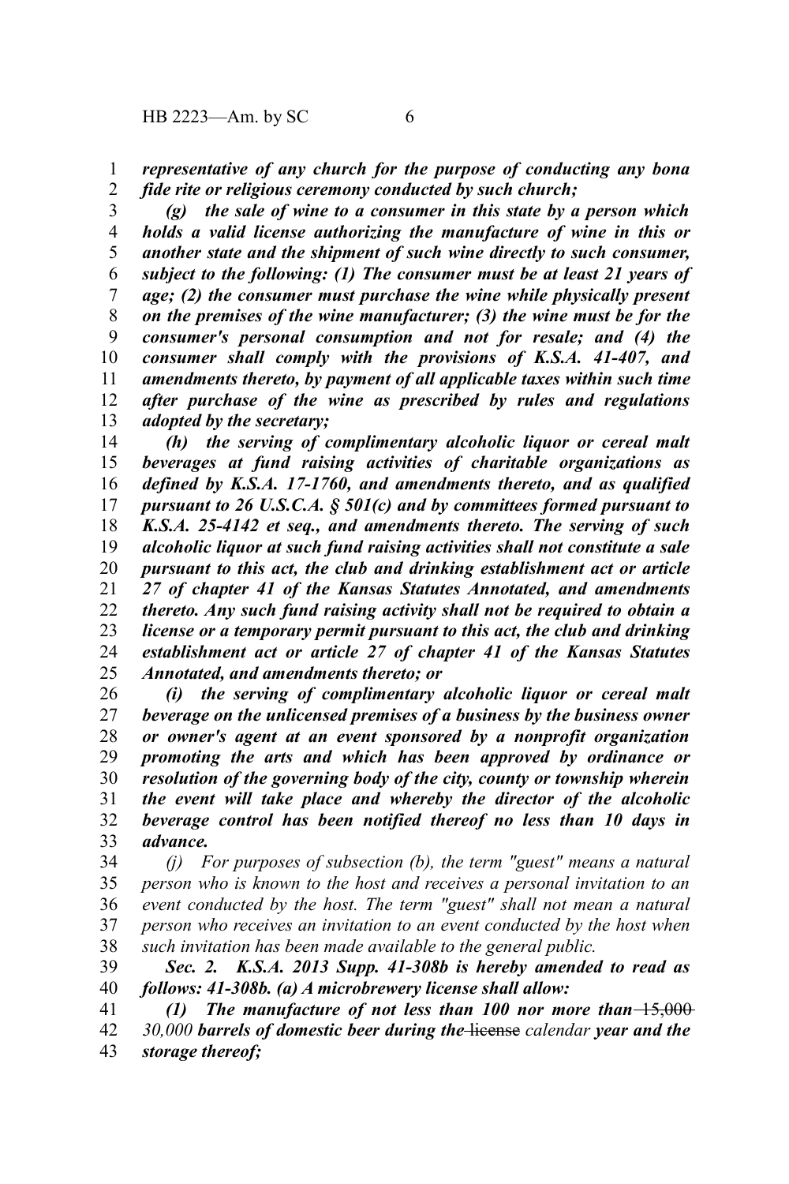***representative of any church for the purpose of conducting any bona fide rite or religious ceremony conducted by such church;***

***(g) the sale of wine to a consumer in this state by a person which holds a valid license authorizing the manufacture of wine in this or another state and the shipment of such wine directly to such consumer, subject to the following: (1) The consumer must be at least 21 years of age; (2) the consumer must purchase the wine while physically present on the premises of the wine manufacturer; (3) the wine must be for the consumer's personal consumption and not for resale; and (4) the consumer shall comply with the provisions of K.S.A. 41-407, and amendments thereto, by payment of all applicable taxes within such time after purchase of the wine as prescribed by rules and regulations adopted by the secretary;***

***(h) the serving of complimentary alcoholic liquor or cereal malt beverages at fund raising activities of charitable organizations as defined by K.S.A. 17-1760, and amendments thereto, and as qualified pursuant to 26 U.S.C.A. § 501(c) and by committees formed pursuant to K.S.A. 25-4142 et seq., and amendments thereto. The serving of such alcoholic liquor at such fund raising activities shall not constitute a sale pursuant to this act, the club and drinking establishment act or article 27 of chapter 41 of the Kansas Statutes Annotated, and amendments thereto. Any such fund raising activity shall not be required to obtain a license or a temporary permit pursuant to this act, the club and drinking establishment act or article 27 of chapter 41 of the Kansas Statutes Annotated, and amendments thereto; or***

***(i) the serving of complimentary alcoholic liquor or cereal malt beverage on the unlicensed premises of a business by the business owner or owner's agent at an event sponsored by a nonprofit organization promoting the arts and which has been approved by ordinance or resolution of the governing body of the city, county or township wherein the event will take place and whereby the director of the alcoholic beverage control has been notified thereof no less than 10 days in advance.***

*(j) For purposes of subsection (b), the term "guest" means a natural person who is known to the host and receives a personal invitation to an event conducted by the host. The term "guest" shall not mean a natural person who receives an invitation to an event conducted by the host when such invitation has been made available to the general public.*

***Sec. 2. K.S.A. 2013 Supp. 41-308b is hereby amended to read as follows: 41-308b. (a) A microbrewery license shall allow:***

***(1) The manufacture of not less than 100 nor more than*** ~~15,000~~ *30,000* ***barrels of domestic beer during the*** ~~license~~ *calendar* ***year and the storage thereof;***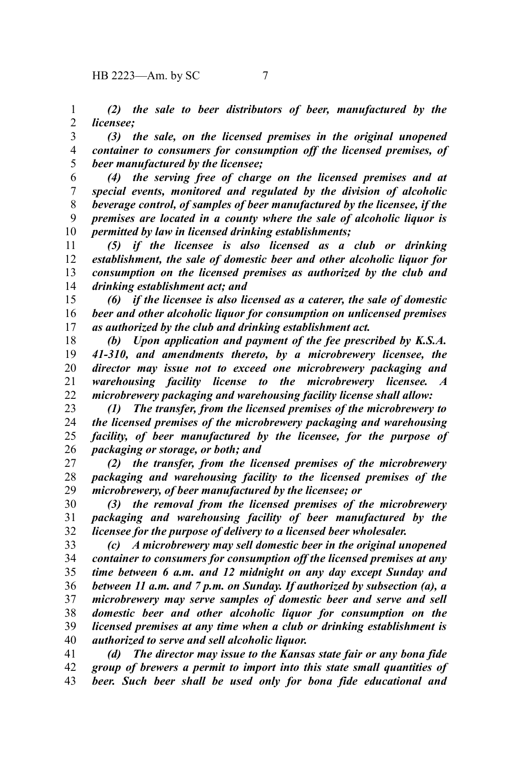*(2) the sale to beer distributors of beer, manufactured by the licensee;*

*(3) the sale, on the licensed premises in the original unopened container to consumers for consumption off the licensed premises, of beer manufactured by the licensee;*

*(4) the serving free of charge on the licensed premises and at special events, monitored and regulated by the division of alcoholic beverage control, of samples of beer manufactured by the licensee, if the premises are located in a county where the sale of alcoholic liquor is permitted by law in licensed drinking establishments;*

*(5) if the licensee is also licensed as a club or drinking establishment, the sale of domestic beer and other alcoholic liquor for consumption on the licensed premises as authorized by the club and drinking establishment act; and*

*(6) if the licensee is also licensed as a caterer, the sale of domestic beer and other alcoholic liquor for consumption on unlicensed premises as authorized by the club and drinking establishment act.*

*(b) Upon application and payment of the fee prescribed by K.S.A. 41-310, and amendments thereto, by a microbrewery licensee, the director may issue not to exceed one microbrewery packaging and warehousing facility license to the microbrewery licensee. A microbrewery packaging and warehousing facility license shall allow:*

*(1) The transfer, from the licensed premises of the microbrewery to the licensed premises of the microbrewery packaging and warehousing facility, of beer manufactured by the licensee, for the purpose of packaging or storage, or both; and*

*(2) the transfer, from the licensed premises of the microbrewery packaging and warehousing facility to the licensed premises of the microbrewery, of beer manufactured by the licensee; or*

*(3) the removal from the licensed premises of the microbrewery packaging and warehousing facility of beer manufactured by the licensee for the purpose of delivery to a licensed beer wholesaler.*

*(c) A microbrewery may sell domestic beer in the original unopened container to consumers for consumption off the licensed premises at any time between 6 a.m. and 12 midnight on any day except Sunday and between 11 a.m. and 7 p.m. on Sunday. If authorized by subsection (a), a microbrewery may serve samples of domestic beer and serve and sell domestic beer and other alcoholic liquor for consumption on the licensed premises at any time when a club or drinking establishment is authorized to serve and sell alcoholic liquor.*

*(d) The director may issue to the Kansas state fair or any bona fide group of brewers a permit to import into this state small quantities of beer. Such beer shall be used only for bona fide educational and*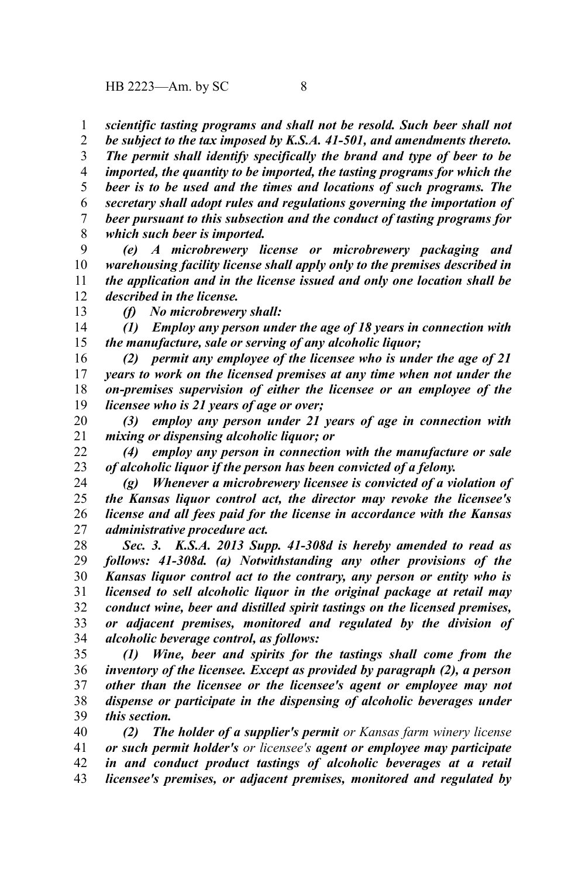***scientific tasting programs and shall not be resold. Such beer shall not be subject to the tax imposed by K.S.A. 41-501, and amendments thereto. The permit shall identify specifically the brand and type of beer to be imported, the quantity to be imported, the tasting programs for which the beer is to be used and the times and locations of such programs. The secretary shall adopt rules and regulations governing the importation of beer pursuant to this subsection and the conduct of tasting programs for which such beer is imported.***

***(e) A microbrewery license or microbrewery packaging and warehousing facility license shall apply only to the premises described in the application and in the license issued and only one location shall be described in the license.***

***(f) No microbrewery shall:***

***(1) Employ any person under the age of 18 years in connection with the manufacture, sale or serving of any alcoholic liquor;***

***(2) permit any employee of the licensee who is under the age of 21 years to work on the licensed premises at any time when not under the on-premises supervision of either the licensee or an employee of the licensee who is 21 years of age or over;***

***(3) employ any person under 21 years of age in connection with mixing or dispensing alcoholic liquor; or***

***(4) employ any person in connection with the manufacture or sale of alcoholic liquor if the person has been convicted of a felony.***

***(g) Whenever a microbrewery licensee is convicted of a violation of the Kansas liquor control act, the director may revoke the licensee's license and all fees paid for the license in accordance with the Kansas administrative procedure act.***

***Sec. 3. K.S.A. 2013 Supp. 41-308d is hereby amended to read as follows: 41-308d. (a) Notwithstanding any other provisions of the Kansas liquor control act to the contrary, any person or entity who is licensed to sell alcoholic liquor in the original package at retail may conduct wine, beer and distilled spirit tastings on the licensed premises, or adjacent premises, monitored and regulated by the division of alcoholic beverage control, as follows:***

***(1) Wine, beer and spirits for the tastings shall come from the inventory of the licensee. Except as provided by paragraph (2), a person other than the licensee or the licensee's agent or employee may not dispense or participate in the dispensing of alcoholic beverages under this section.***

***(2) The holder of a supplier's permit*** *or Kansas farm winery license* ***or such permit holder's*** *or licensee's* ***agent or employee may participate in and conduct product tastings of alcoholic beverages at a retail licensee's premises, or adjacent premises, monitored and regulated by***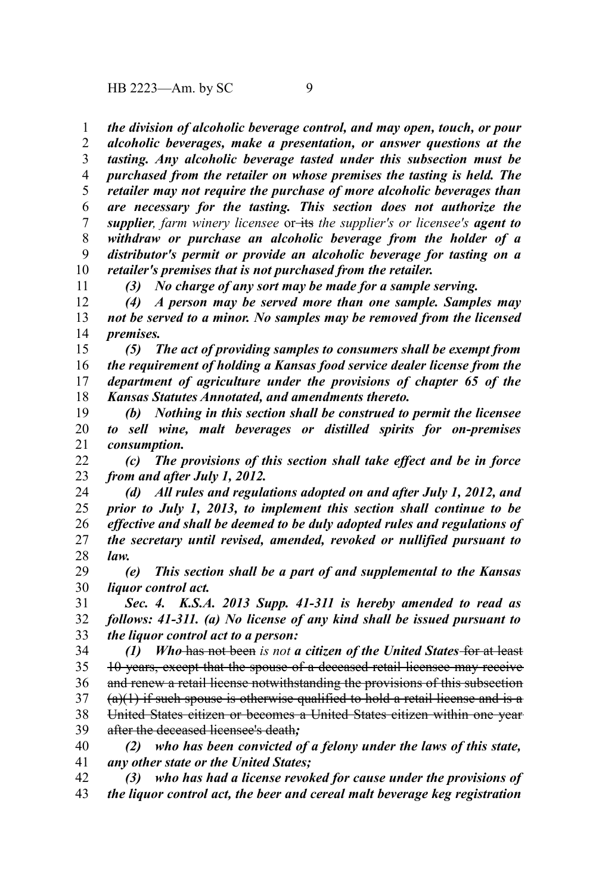***the division of alcoholic beverage control, and may open, touch, or pour alcoholic beverages, make a presentation, or answer questions at the tasting. Any alcoholic beverage tasted under this subsection must be purchased from the retailer on whose premises the tasting is held. The retailer may not require the purchase of more alcoholic beverages than are necessary for the tasting. This section does not authorize the supplier****, farm winery licensee* or ~~its~~ *the supplier's or licensee's* ***agent to withdraw or purchase an alcoholic beverage from the holder of a distributor's permit or provide an alcoholic beverage for tasting on a retailer's premises that is not purchased from the retailer.***

***(3) No charge of any sort may be made for a sample serving.***

***(4) A person may be served more than one sample. Samples may not be served to a minor. No samples may be removed from the licensed premises.***

***(5) The act of providing samples to consumers shall be exempt from the requirement of holding a Kansas food service dealer license from the department of agriculture under the provisions of chapter 65 of the Kansas Statutes Annotated, and amendments thereto.***

***(b) Nothing in this section shall be construed to permit the licensee to sell wine, malt beverages or distilled spirits for on-premises consumption.***

***(c) The provisions of this section shall take effect and be in force from and after July 1, 2012.***

***(d) All rules and regulations adopted on and after July 1, 2012, and prior to July 1, 2013, to implement this section shall continue to be effective and shall be deemed to be duly adopted rules and regulations of the secretary until revised, amended, revoked or nullified pursuant to law.***

***(e) This section shall be a part of and supplemental to the Kansas liquor control act.***

***Sec. 4. K.S.A. 2013 Supp. 41-311 is hereby amended to read as follows: 41-311. (a) No license of any kind shall be issued pursuant to the liquor control act to a person:***

***(1) Who*** ~~has not been~~ *is not* ***a citizen of the United States*** ~~for at least 10 years, except that the spouse of a deceased retail licensee may receive and renew a retail license notwithstanding the provisions of this subsection (a)(1) if such spouse is otherwise qualified to hold a retail license and is a United States citizen or becomes a United States citizen within one year after the deceased licensee's death~~***;***

***(2) who has been convicted of a felony under the laws of this state, any other state or the United States;***

***(3) who has had a license revoked for cause under the provisions of the liquor control act, the beer and cereal malt beverage keg registration***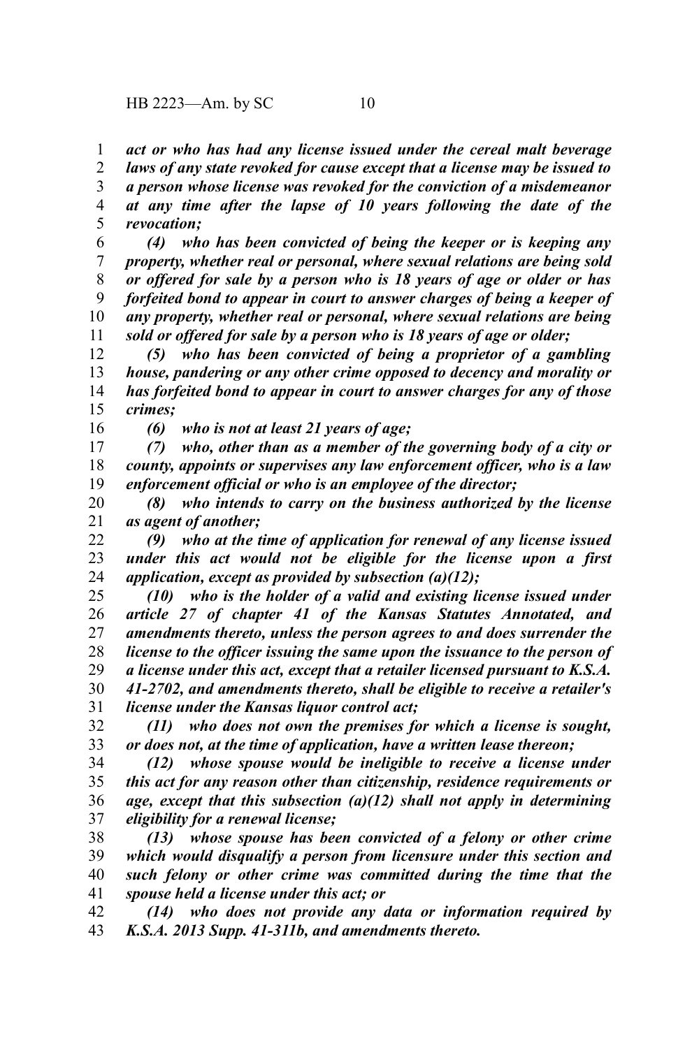*act or who has had any license issued under the cereal malt beverage laws of any state revoked for cause except that a license may be issued to a person whose license was revoked for the conviction of a misdemeanor at any time after the lapse of 10 years following the date of the revocation;*

*(4) who has been convicted of being the keeper or is keeping any property, whether real or personal, where sexual relations are being sold or offered for sale by a person who is 18 years of age or older or has forfeited bond to appear in court to answer charges of being a keeper of any property, whether real or personal, where sexual relations are being sold or offered for sale by a person who is 18 years of age or older;*

*(5) who has been convicted of being a proprietor of a gambling house, pandering or any other crime opposed to decency and morality or has forfeited bond to appear in court to answer charges for any of those crimes;*

*(6) who is not at least 21 years of age;*

*(7) who, other than as a member of the governing body of a city or county, appoints or supervises any law enforcement officer, who is a law enforcement official or who is an employee of the director;*

*(8) who intends to carry on the business authorized by the license as agent of another;*

*(9) who at the time of application for renewal of any license issued under this act would not be eligible for the license upon a first application, except as provided by subsection (a)(12);*

*(10) who is the holder of a valid and existing license issued under article 27 of chapter 41 of the Kansas Statutes Annotated, and amendments thereto, unless the person agrees to and does surrender the license to the officer issuing the same upon the issuance to the person of a license under this act, except that a retailer licensed pursuant to K.S.A. 41-2702, and amendments thereto, shall be eligible to receive a retailer's license under the Kansas liquor control act;*

*(11) who does not own the premises for which a license is sought, or does not, at the time of application, have a written lease thereon;*

*(12) whose spouse would be ineligible to receive a license under this act for any reason other than citizenship, residence requirements or age, except that this subsection (a)(12) shall not apply in determining eligibility for a renewal license;*

*(13) whose spouse has been convicted of a felony or other crime which would disqualify a person from licensure under this section and such felony or other crime was committed during the time that the spouse held a license under this act; or*

*(14) who does not provide any data or information required by K.S.A. 2013 Supp. 41-311b, and amendments thereto.*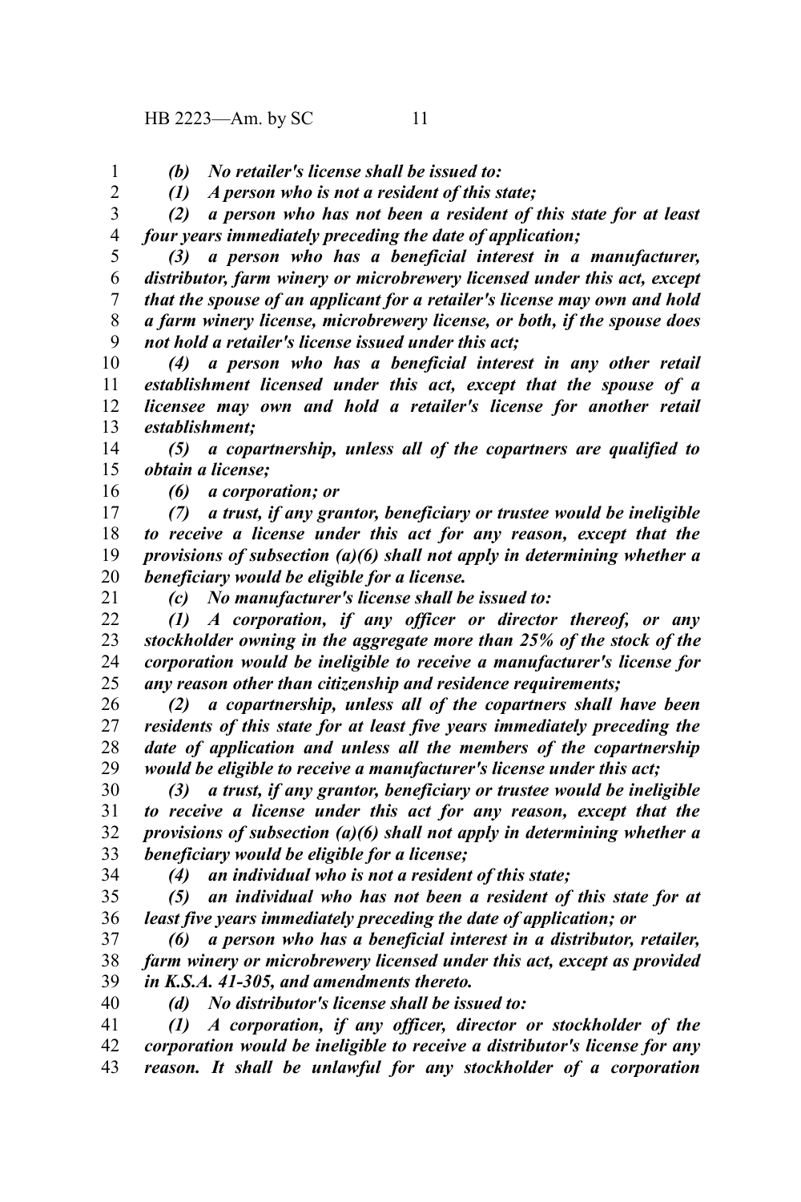*(b) No retailer's license shall be issued to:*

*(1) A person who is not a resident of this state;*

*(2) a person who has not been a resident of this state for at least four years immediately preceding the date of application;*

*(3) a person who has a beneficial interest in a manufacturer, distributor, farm winery or microbrewery licensed under this act, except that the spouse of an applicant for a retailer's license may own and hold a farm winery license, microbrewery license, or both, if the spouse does not hold a retailer's license issued under this act;*

*(4) a person who has a beneficial interest in any other retail establishment licensed under this act, except that the spouse of a licensee may own and hold a retailer's license for another retail establishment;*

*(5) a copartnership, unless all of the copartners are qualified to obtain a license;*

*(6) a corporation; or*

*(7) a trust, if any grantor, beneficiary or trustee would be ineligible to receive a license under this act for any reason, except that the provisions of subsection (a)(6) shall not apply in determining whether a beneficiary would be eligible for a license.*

*(c) No manufacturer's license shall be issued to:*

*(1) A corporation, if any officer or director thereof, or any stockholder owning in the aggregate more than 25% of the stock of the corporation would be ineligible to receive a manufacturer's license for any reason other than citizenship and residence requirements;*

*(2) a copartnership, unless all of the copartners shall have been residents of this state for at least five years immediately preceding the date of application and unless all the members of the copartnership would be eligible to receive a manufacturer's license under this act;*

*(3) a trust, if any grantor, beneficiary or trustee would be ineligible to receive a license under this act for any reason, except that the provisions of subsection (a)(6) shall not apply in determining whether a beneficiary would be eligible for a license;*

*(4) an individual who is not a resident of this state;*

*(5) an individual who has not been a resident of this state for at least five years immediately preceding the date of application; or*

*(6) a person who has a beneficial interest in a distributor, retailer, farm winery or microbrewery licensed under this act, except as provided in K.S.A. 41-305, and amendments thereto.*

*(d) No distributor's license shall be issued to:*

*(1) A corporation, if any officer, director or stockholder of the corporation would be ineligible to receive a distributor's license for any reason. It shall be unlawful for any stockholder of a corporation*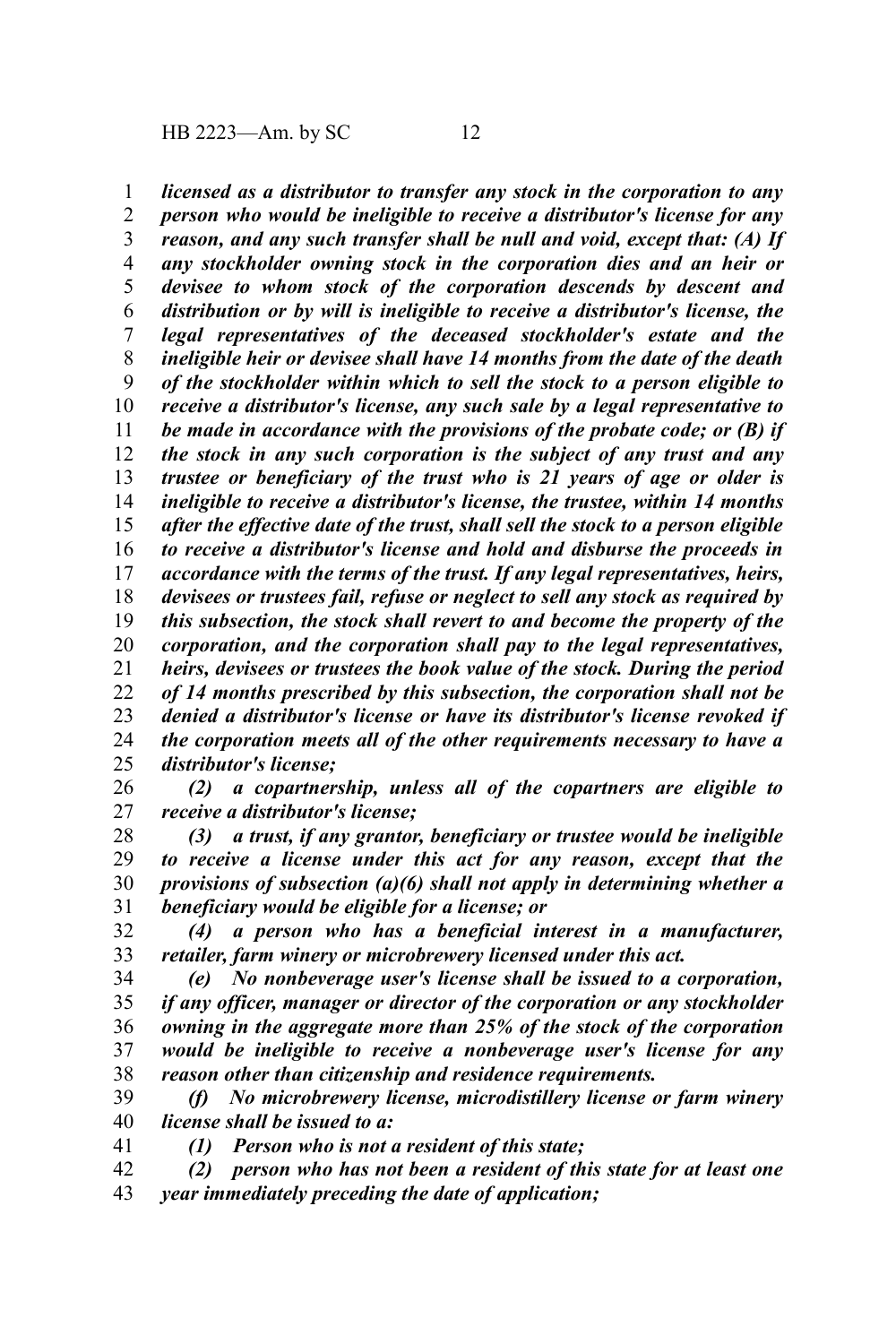*licensed as a distributor to transfer any stock in the corporation to any person who would be ineligible to receive a distributor's license for any reason, and any such transfer shall be null and void, except that: (A) If any stockholder owning stock in the corporation dies and an heir or devisee to whom stock of the corporation descends by descent and distribution or by will is ineligible to receive a distributor's license, the legal representatives of the deceased stockholder's estate and the ineligible heir or devisee shall have 14 months from the date of the death of the stockholder within which to sell the stock to a person eligible to receive a distributor's license, any such sale by a legal representative to be made in accordance with the provisions of the probate code; or (B) if the stock in any such corporation is the subject of any trust and any trustee or beneficiary of the trust who is 21 years of age or older is ineligible to receive a distributor's license, the trustee, within 14 months after the effective date of the trust, shall sell the stock to a person eligible to receive a distributor's license and hold and disburse the proceeds in accordance with the terms of the trust. If any legal representatives, heirs, devisees or trustees fail, refuse or neglect to sell any stock as required by this subsection, the stock shall revert to and become the property of the corporation, and the corporation shall pay to the legal representatives, heirs, devisees or trustees the book value of the stock. During the period of 14 months prescribed by this subsection, the corporation shall not be denied a distributor's license or have its distributor's license revoked if the corporation meets all of the other requirements necessary to have a distributor's license;*

*(2) a copartnership, unless all of the copartners are eligible to receive a distributor's license;*

*(3) a trust, if any grantor, beneficiary or trustee would be ineligible to receive a license under this act for any reason, except that the provisions of subsection (a)(6) shall not apply in determining whether a beneficiary would be eligible for a license; or*

*(4) a person who has a beneficial interest in a manufacturer, retailer, farm winery or microbrewery licensed under this act.*

*(e) No nonbeverage user's license shall be issued to a corporation, if any officer, manager or director of the corporation or any stockholder owning in the aggregate more than 25% of the stock of the corporation would be ineligible to receive a nonbeverage user's license for any reason other than citizenship and residence requirements.*

*(f) No microbrewery license, microdistillery license or farm winery license shall be issued to a:*

*(1) Person who is not a resident of this state;*

*(2) person who has not been a resident of this state for at least one year immediately preceding the date of application;*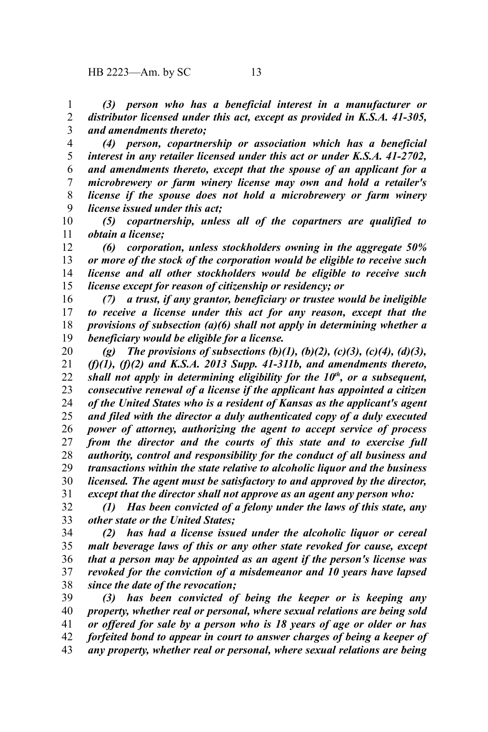*(3) person who has a beneficial interest in a manufacturer or distributor licensed under this act, except as provided in K.S.A. 41-305, and amendments thereto;*

*(4) person, copartnership or association which has a beneficial interest in any retailer licensed under this act or under K.S.A. 41-2702, and amendments thereto, except that the spouse of an applicant for a microbrewery or farm winery license may own and hold a retailer's license if the spouse does not hold a microbrewery or farm winery license issued under this act;*

*(5) copartnership, unless all of the copartners are qualified to obtain a license;*

*(6) corporation, unless stockholders owning in the aggregate 50% or more of the stock of the corporation would be eligible to receive such license and all other stockholders would be eligible to receive such license except for reason of citizenship or residency; or*

*(7) a trust, if any grantor, beneficiary or trustee would be ineligible to receive a license under this act for any reason, except that the provisions of subsection (a)(6) shall not apply in determining whether a beneficiary would be eligible for a license.*

*(g) The provisions of subsections (b)(1), (b)(2), (c)(3), (c)(4), (d)(3), (f)(1), (f)(2) and K.S.A. 2013 Supp. 41-311b, and amendments thereto, shall not apply in determining eligibility for the 10th, or a subsequent, consecutive renewal of a license if the applicant has appointed a citizen of the United States who is a resident of Kansas as the applicant's agent and filed with the director a duly authenticated copy of a duly executed power of attorney, authorizing the agent to accept service of process from the director and the courts of this state and to exercise full authority, control and responsibility for the conduct of all business and transactions within the state relative to alcoholic liquor and the business licensed. The agent must be satisfactory to and approved by the director, except that the director shall not approve as an agent any person who:*

*(1) Has been convicted of a felony under the laws of this state, any other state or the United States;*

*(2) has had a license issued under the alcoholic liquor or cereal malt beverage laws of this or any other state revoked for cause, except that a person may be appointed as an agent if the person's license was revoked for the conviction of a misdemeanor and 10 years have lapsed since the date of the revocation;*

*(3) has been convicted of being the keeper or is keeping any property, whether real or personal, where sexual relations are being sold or offered for sale by a person who is 18 years of age or older or has forfeited bond to appear in court to answer charges of being a keeper of any property, whether real or personal, where sexual relations are being*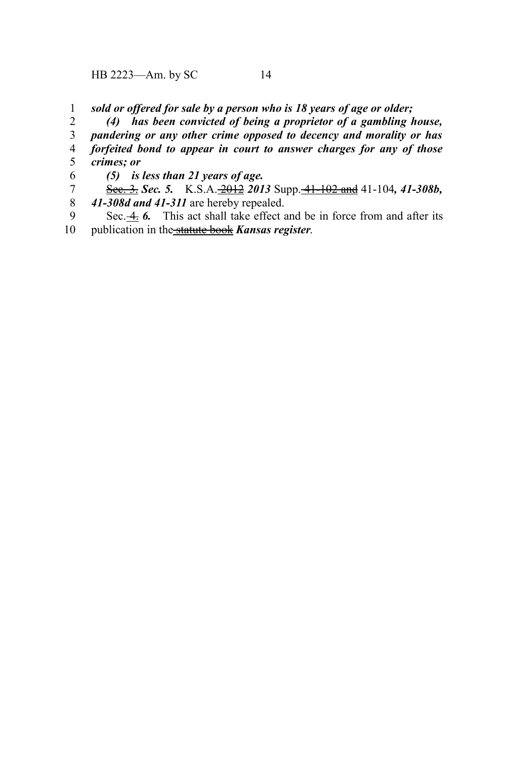***sold or offered for sale by a person who is 18 years of age or older;***

***(4) has been convicted of being a proprietor of a gambling house, pandering or any other crime opposed to decency and morality or has forfeited bond to appear in court to answer charges for any of those crimes; or***

***(5) is less than 21 years of age.***

~~Sec. 3.~~ ***Sec. 5.*** K.S.A. ~~2012~~ ***2013*** Supp. ~~41-102 and~~ 41-104***, 41-308b, 41-308d and 41-311*** are hereby repealed.

Sec. ~~4.~~ ***6.*** This act shall take effect and be in force from and after its publication in the ~~statute book~~ ***Kansas register***.